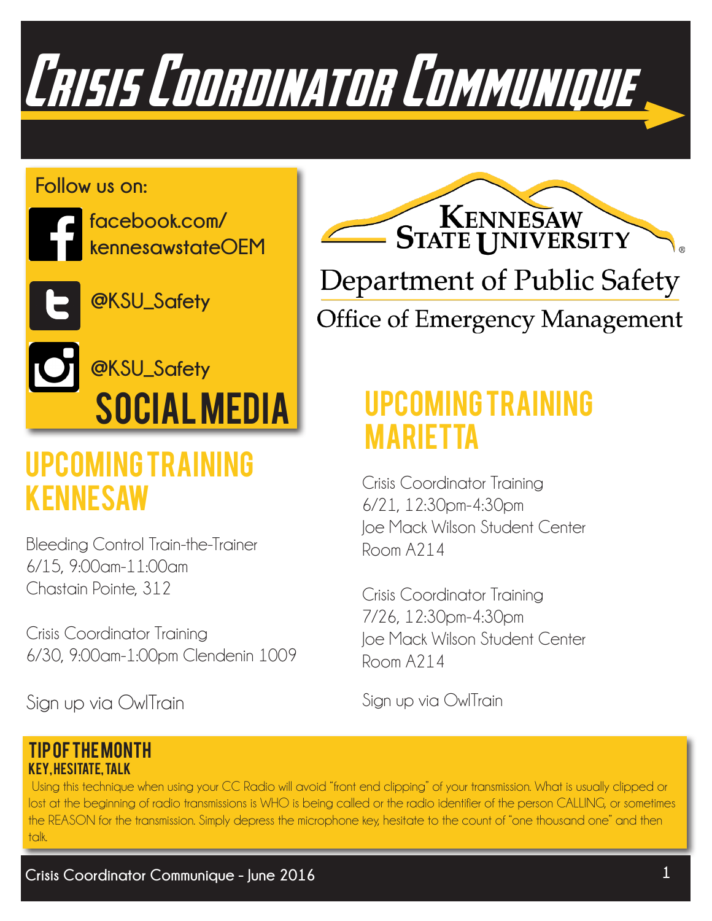# Crisis Coordinator Communique

Kennesaw State University

Department of Public Safety

Office of Emergency Management

## Social Media

Follow us on:

facebook.com/kennesawstateOEM

@KSU_Safety

@KSU_Safety

## Upcoming Training Kennesaw

Bleeding Control Train-the-Trainer
6/15, 9:00am-11:00am
Chastain Pointe, 312

Crisis Coordinator Training
6/30, 9:00am-1:00pm Clendenin 1009

Sign up via OwlTrain

## Upcoming Training Marietta

Crisis Coordinator Training
6/21, 12:30pm-4:30pm
Joe Mack Wilson Student Center
Room A214

Crisis Coordinator Training
7/26, 12:30pm-4:30pm
Joe Mack Wilson Student Center
Room A214

Sign up via OwlTrain

## Tip of the Month

### Key, Hesitate, Talk

Using this technique when using your CC Radio will avoid "front end clipping" of your transmission. What is usually clipped or lost at the beginning of radio transmissions is WHO is being called or the radio identifier of the person CALLING, or sometimes the REASON for the transmission. Simply depress the microphone key, hesitate to the count of "one thousand one" and then talk.

Crisis Coordinator Communique - June 2016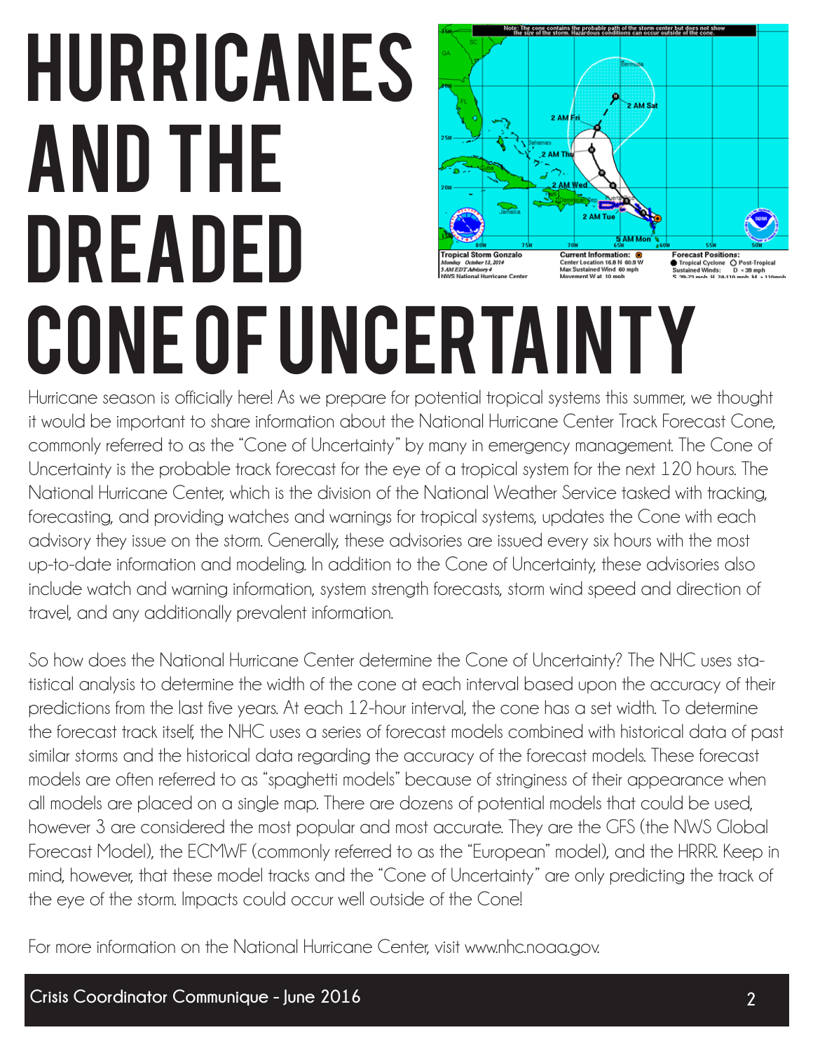# HURRICANES AND THE DREADED CONE OF UNCERTAINTY

Hurricane season is officially here! As we prepare for potential tropical systems this summer, we thought it would be important to share information about the National Hurricane Center Track Forecast Cone, commonly referred to as the "Cone of Uncertainty" by many in emergency management. The Cone of Uncertainty is the probable track forecast for the eye of a tropical system for the next 120 hours. The National Hurricane Center, which is the division of the National Weather Service tasked with tracking, forecasting, and providing watches and warnings for tropical systems, updates the Cone with each advisory they issue on the storm. Generally, these advisories are issued every six hours with the most up-to-date information and modeling. In addition to the Cone of Uncertainty, these advisories also include watch and warning information, system strength forecasts, storm wind speed and direction of travel, and any additionally prevalent information.

So how does the National Hurricane Center determine the Cone of Uncertainty? The NHC uses statistical analysis to determine the width of the cone at each interval based upon the accuracy of their predictions from the last five years. At each 12-hour interval, the cone has a set width. To determine the forecast track itself, the NHC uses a series of forecast models combined with historical data of past similar storms and the historical data regarding the accuracy of the forecast models. These forecast models are often referred to as "spaghetti models" because of stringiness of their appearance when all models are placed on a single map. There are dozens of potential models that could be used, however 3 are considered the most popular and most accurate. They are the GFS (the NWS Global Forecast Model), the ECMWF (commonly referred to as the "European" model), and the HRRR. Keep in mind, however, that these model tracks and the "Cone of Uncertainty" are only predicting the track of the eye of the storm. Impacts could occur well outside of the Cone!

For more information on the National Hurricane Center, visit www.nhc.noaa.gov.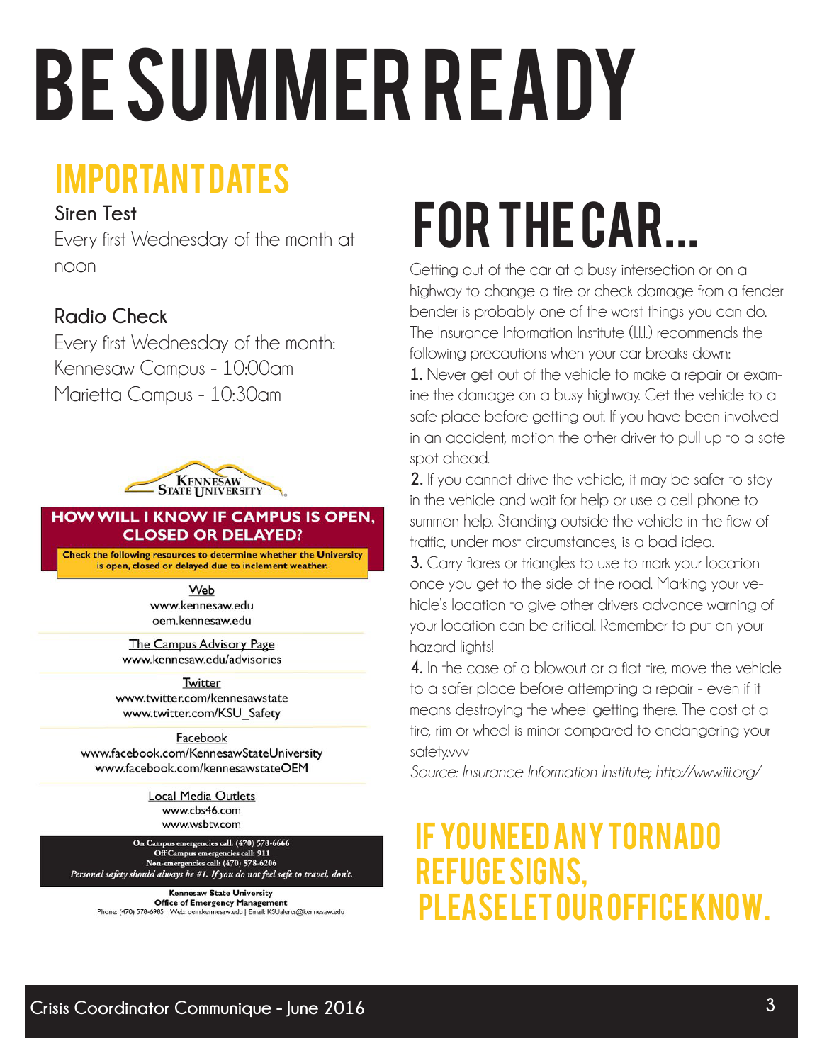# BE SUMMER READY

## IMPORTANT DATES

**Siren Test**

Every first Wednesday of the month at noon

**Radio Check**

Every first Wednesday of the month:
Kennesaw Campus - 10:00am
Marietta Campus - 10:30am

Kennesaw State University

**HOW WILL I KNOW IF CAMPUS IS OPEN, CLOSED OR DELAYED?**

**Check the following resources to determine whether the University is open, closed or delayed due to inclement weather.**

Web
www.kennesaw.edu
oem.kennesaw.edu

The Campus Advisory Page
www.kennesaw.edu/advisories

Twitter
www.twitter.com/kennesawstate
www.twitter.com/KSU_Safety

Facebook
www.facebook.com/KennesawStateUniversity
www.facebook.com/kennesawstateOEM

Local Media Outlets
www.cbs46.com
www.wsbtv.com

On Campus emergencies call: (470) 578-6666
Off Campus emergencies call: 911
Non-emergencies call: (470) 578-6206
*Personal safety should always be #1. If you do not feel safe to travel, don't.*

Kennesaw State University
Office of Emergency Management
Phone: (470) 578-6985 | Web: oem.kennesaw.edu | Email: KSUalerts@kennesaw.edu

## FOR THE CAR...

Getting out of the car at a busy intersection or on a highway to change a tire or check damage from a fender bender is probably one of the worst things you can do. The Insurance Information Institute (I.I.I.) recommends the following precautions when your car breaks down:

**1.** Never get out of the vehicle to make a repair or examine the damage on a busy highway. Get the vehicle to a safe place before getting out. If you have been involved in an accident, motion the other driver to pull up to a safe spot ahead.

**2.** If you cannot drive the vehicle, it may be safer to stay in the vehicle and wait for help or use a cell phone to summon help. Standing outside the vehicle in the flow of traffic, under most circumstances, is a bad idea.

**3.** Carry flares or triangles to use to mark your location once you get to the side of the road. Marking your vehicle's location to give other drivers advance warning of your location can be critical. Remember to put on your hazard lights!

**4.** In the case of a blowout or a flat tire, move the vehicle to a safer place before attempting a repair - even if it means destroying the wheel getting there. The cost of a tire, rim or wheel is minor compared to endangering your safety.vvv

*Source: Insurance Information Institute; http://www.iii.org/*

## IF YOU NEED ANY TORNADO REFUGE SIGNS, PLEASE LET OUR OFFICE KNOW.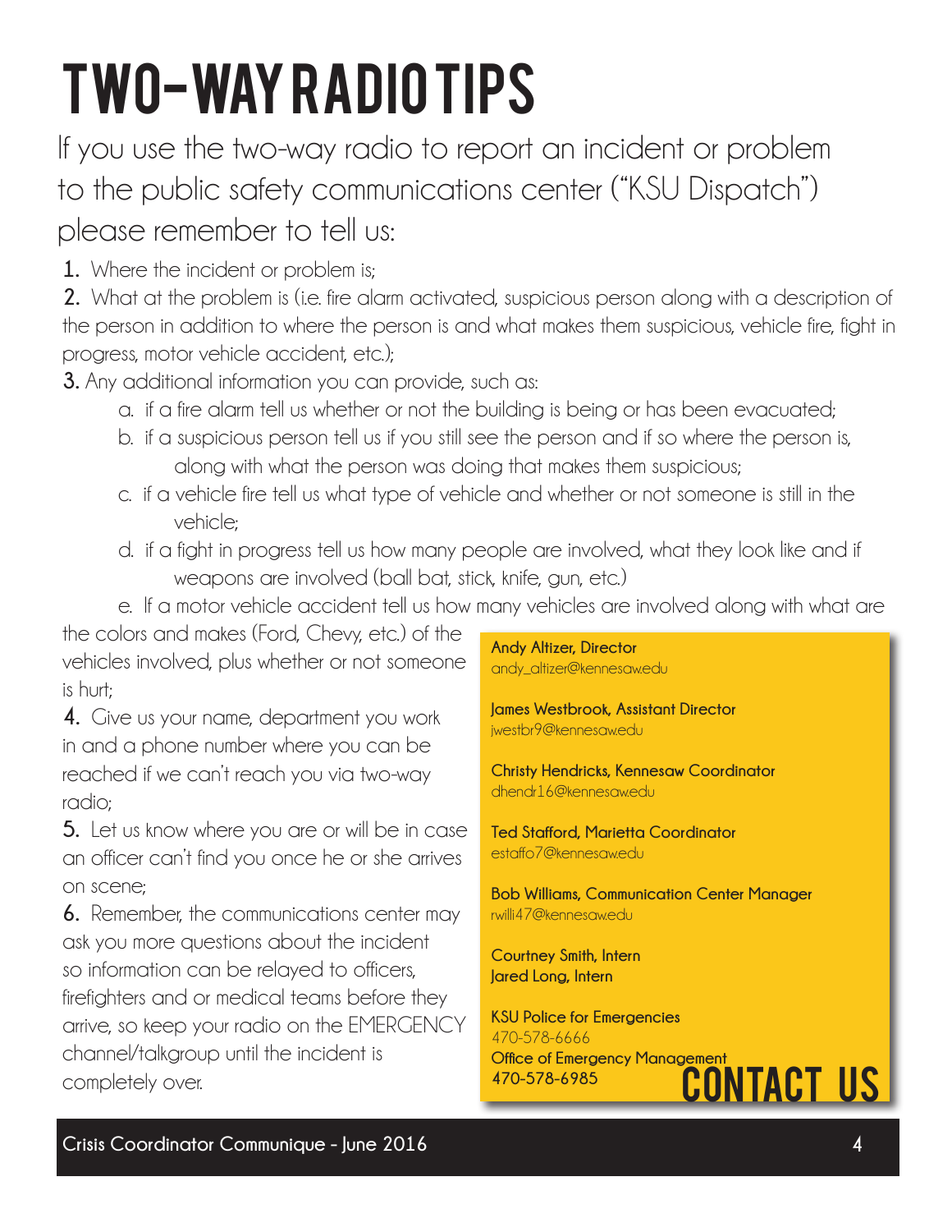# TWO-WAY RADIO TIPS

If you use the two-way radio to report an incident or problem to the public safety communications center ("KSU Dispatch") please remember to tell us:

**1.** Where the incident or problem is;

**2.** What at the problem is (i.e. fire alarm activated, suspicious person along with a description of the person in addition to where the person is and what makes them suspicious, vehicle fire, fight in progress, motor vehicle accident, etc.);

**3.** Any additional information you can provide, such as:

a. if a fire alarm tell us whether or not the building is being or has been evacuated;

b. if a suspicious person tell us if you still see the person and if so where the person is, along with what the person was doing that makes them suspicious;

c. if a vehicle fire tell us what type of vehicle and whether or not someone is still in the vehicle;

d. if a fight in progress tell us how many people are involved, what they look like and if weapons are involved (ball bat, stick, knife, gun, etc.)

e. If a motor vehicle accident tell us how many vehicles are involved along with what are the colors and makes (Ford, Chevy, etc.) of the vehicles involved, plus whether or not someone is hurt;

**4.** Give us your name, department you work in and a phone number where you can be reached if we can't reach you via two-way radio;

**5.** Let us know where you are or will be in case an officer can't find you once he or she arrives on scene;

**6.** Remember, the communications center may ask you more questions about the incident so information can be relayed to officers, firefighters and or medical teams before they arrive, so keep your radio on the EMERGENCY channel/talkgroup until the incident is completely over.

## CONTACT US

**Andy Altizer, Director**
andy_altizer@kennesaw.edu

**James Westbrook, Assistant Director**
jwestbr9@kennesaw.edu

**Christy Hendricks, Kennesaw Coordinator**
dhendr16@kennesaw.edu

**Ted Stafford, Marietta Coordinator**
estaffo7@kennesaw.edu

**Bob Williams, Communication Center Manager**
rwilli47@kennesaw.edu

**Courtney Smith, Intern**
**Jared Long, Intern**

**KSU Police for Emergencies**
470-578-6666

**Office of Emergency Management**
**470-578-6985**

Crisis Coordinator Communique - June 2016